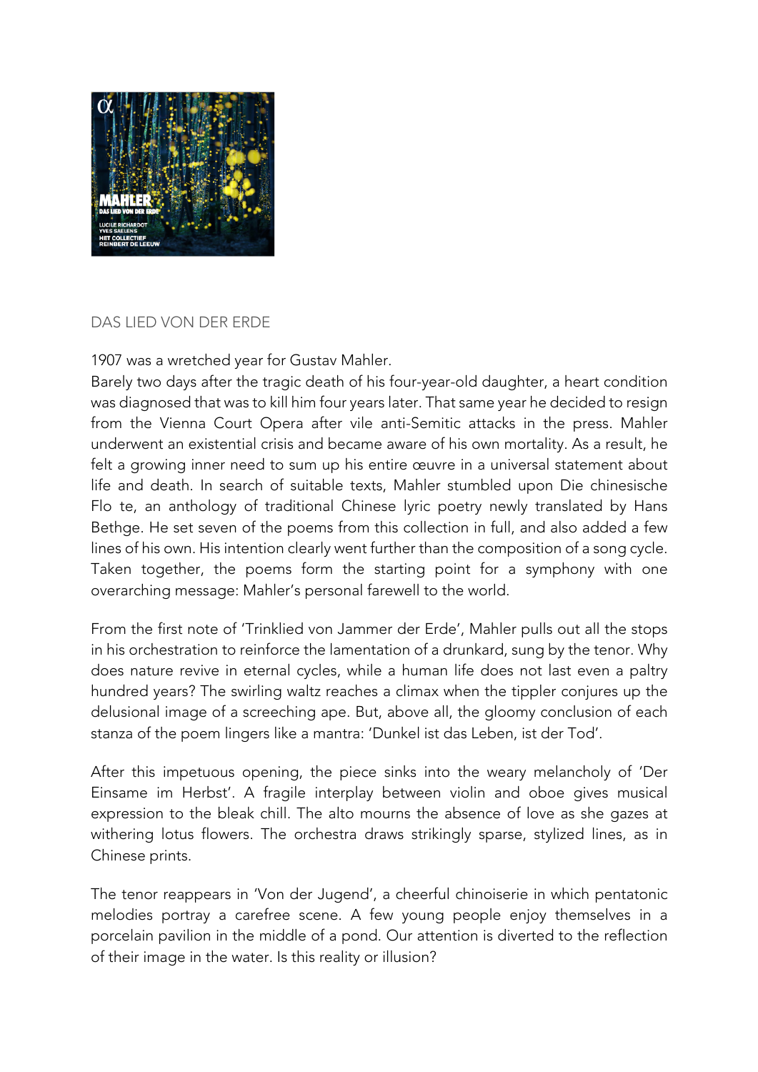DAS LIED VON DER ERDE

1907 was a wretched year for Gustav Mahler.
Barely two days after the tragic death of his four-year-old daughter, a heart condition was diagnosed that was to kill him four years later. That same year he decided to resign from the Vienna Court Opera after vile anti-Semitic attacks in the press. Mahler underwent an existential crisis and became aware of his own mortality. As a result, he felt a growing inner need to sum up his entire œuvre in a universal statement about life and death. In search of suitable texts, Mahler stumbled upon Die chinesische Flo te, an anthology of traditional Chinese lyric poetry newly translated by Hans Bethge. He set seven of the poems from this collection in full, and also added a few lines of his own. His intention clearly went further than the composition of a song cycle. Taken together, the poems form the starting point for a symphony with one overarching message: Mahler's personal farewell to the world.

From the first note of 'Trinklied von Jammer der Erde', Mahler pulls out all the stops in his orchestration to reinforce the lamentation of a drunkard, sung by the tenor. Why does nature revive in eternal cycles, while a human life does not last even a paltry hundred years? The swirling waltz reaches a climax when the tippler conjures up the delusional image of a screeching ape. But, above all, the gloomy conclusion of each stanza of the poem lingers like a mantra: 'Dunkel ist das Leben, ist der Tod'.

After this impetuous opening, the piece sinks into the weary melancholy of 'Der Einsame im Herbst'. A fragile interplay between violin and oboe gives musical expression to the bleak chill. The alto mourns the absence of love as she gazes at withering lotus flowers. The orchestra draws strikingly sparse, stylized lines, as in Chinese prints.

The tenor reappears in 'Von der Jugend', a cheerful chinoiserie in which pentatonic melodies portray a carefree scene. A few young people enjoy themselves in a porcelain pavilion in the middle of a pond. Our attention is diverted to the reflection of their image in the water. Is this reality or illusion?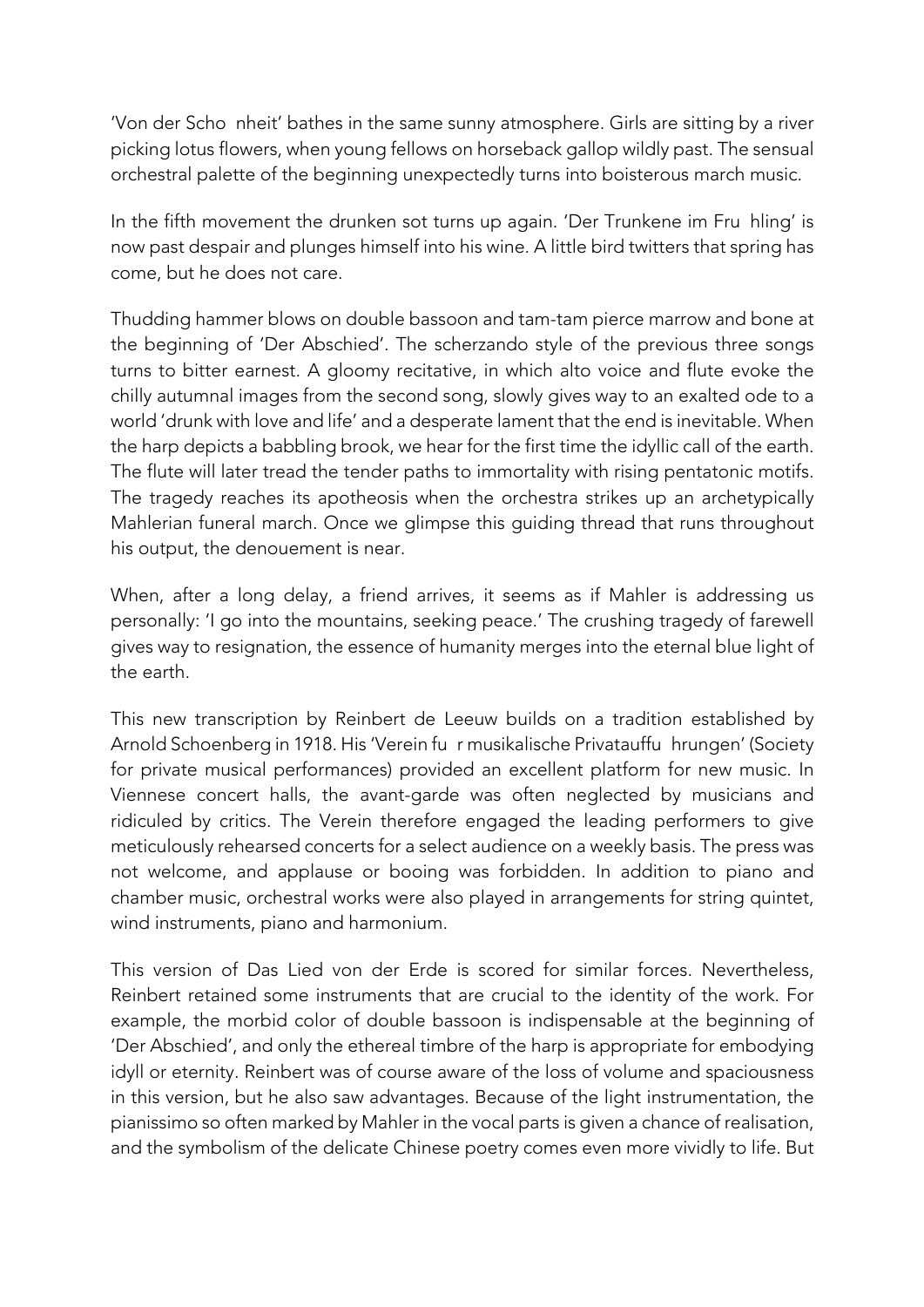'Von der Schönheit' bathes in the same sunny atmosphere. Girls are sitting by a river picking lotus flowers, when young fellows on horseback gallop wildly past. The sensual orchestral palette of the beginning unexpectedly turns into boisterous march music.

In the fifth movement the drunken sot turns up again. 'Der Trunkene im Frühling' is now past despair and plunges himself into his wine. A little bird twitters that spring has come, but he does not care.

Thudding hammer blows on double bassoon and tam-tam pierce marrow and bone at the beginning of 'Der Abschied'. The scherzando style of the previous three songs turns to bitter earnest. A gloomy recitative, in which alto voice and flute evoke the chilly autumnal images from the second song, slowly gives way to an exalted ode to a world 'drunk with love and life' and a desperate lament that the end is inevitable. When the harp depicts a babbling brook, we hear for the first time the idyllic call of the earth. The flute will later tread the tender paths to immortality with rising pentatonic motifs. The tragedy reaches its apotheosis when the orchestra strikes up an archetypically Mahlerian funeral march. Once we glimpse this guiding thread that runs throughout his output, the denouement is near.

When, after a long delay, a friend arrives, it seems as if Mahler is addressing us personally: 'I go into the mountains, seeking peace.' The crushing tragedy of farewell gives way to resignation, the essence of humanity merges into the eternal blue light of the earth.

This new transcription by Reinbert de Leeuw builds on a tradition established by Arnold Schoenberg in 1918. His 'Verein für musikalische Privataufführungen' (Society for private musical performances) provided an excellent platform for new music. In Viennese concert halls, the avant-garde was often neglected by musicians and ridiculed by critics. The Verein therefore engaged the leading performers to give meticulously rehearsed concerts for a select audience on a weekly basis. The press was not welcome, and applause or booing was forbidden. In addition to piano and chamber music, orchestral works were also played in arrangements for string quintet, wind instruments, piano and harmonium.

This version of Das Lied von der Erde is scored for similar forces. Nevertheless, Reinbert retained some instruments that are crucial to the identity of the work. For example, the morbid color of double bassoon is indispensable at the beginning of 'Der Abschied', and only the ethereal timbre of the harp is appropriate for embodying idyll or eternity. Reinbert was of course aware of the loss of volume and spaciousness in this version, but he also saw advantages. Because of the light instrumentation, the pianissimo so often marked by Mahler in the vocal parts is given a chance of realisation, and the symbolism of the delicate Chinese poetry comes even more vividly to life. But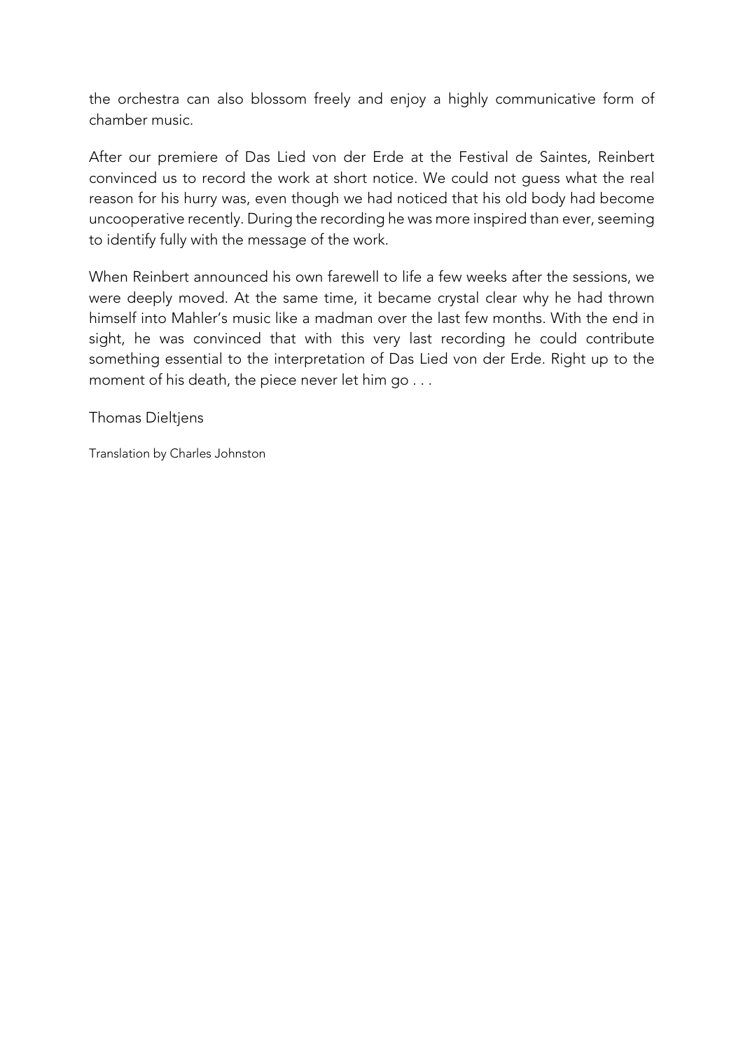the orchestra can also blossom freely and enjoy a highly communicative form of chamber music.

After our premiere of Das Lied von der Erde at the Festival de Saintes, Reinbert convinced us to record the work at short notice. We could not guess what the real reason for his hurry was, even though we had noticed that his old body had become uncooperative recently. During the recording he was more inspired than ever, seeming to identify fully with the message of the work.

When Reinbert announced his own farewell to life a few weeks after the sessions, we were deeply moved. At the same time, it became crystal clear why he had thrown himself into Mahler's music like a madman over the last few months. With the end in sight, he was convinced that with this very last recording he could contribute something essential to the interpretation of Das Lied von der Erde. Right up to the moment of his death, the piece never let him go . . .

Thomas Dieltjens

Translation by Charles Johnston